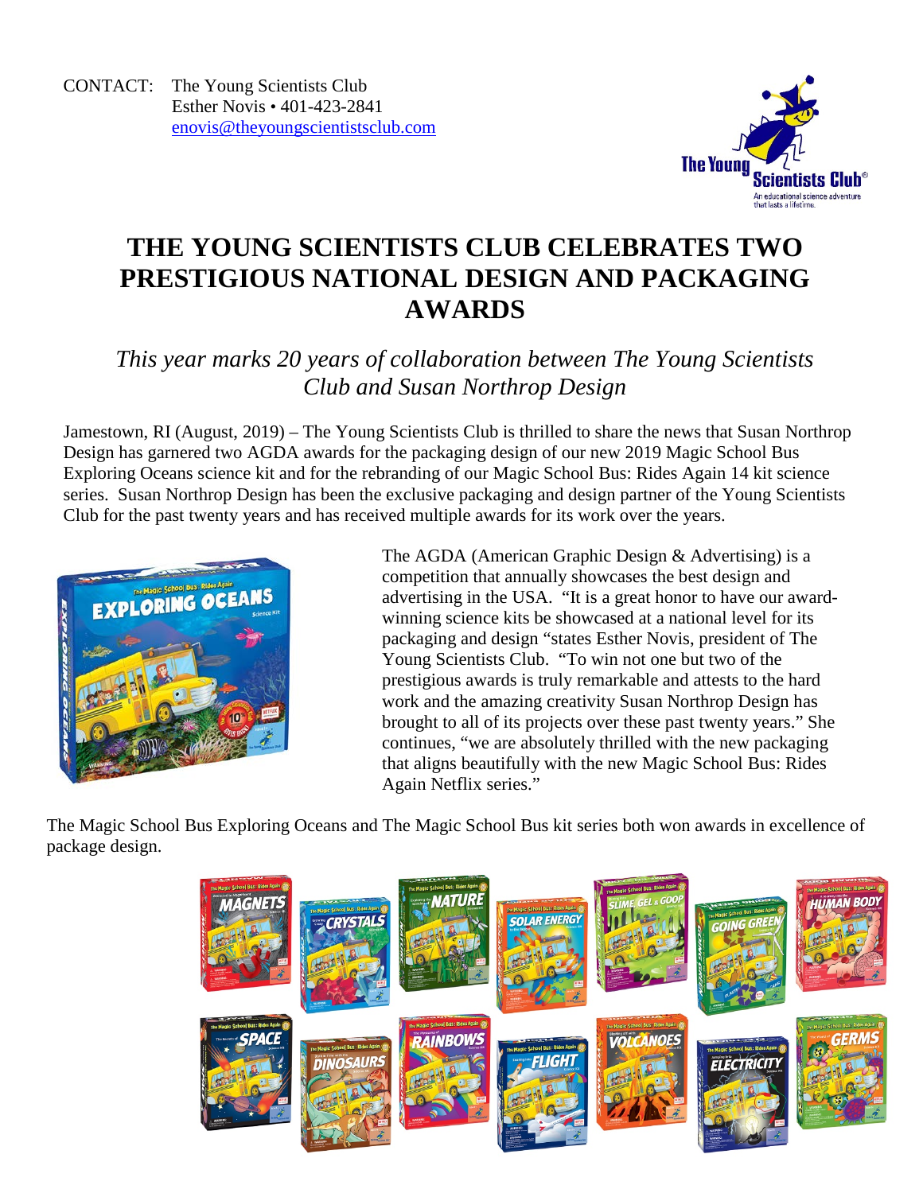CONTACT: The Young Scientists Club
Esther Novis • 401-423-2841
enovis@theyoungscientistsclub.com

# THE YOUNG SCIENTISTS CLUB CELEBRATES TWO PRESTIGIOUS NATIONAL DESIGN AND PACKAGING AWARDS

*This year marks 20 years of collaboration between The Young Scientists Club and Susan Northrop Design*

Jamestown, RI (August, 2019) – The Young Scientists Club is thrilled to share the news that Susan Northrop Design has garnered two AGDA awards for the packaging design of our new 2019 Magic School Bus Exploring Oceans science kit and for the rebranding of our Magic School Bus: Rides Again 14 kit science series. Susan Northrop Design has been the exclusive packaging and design partner of the Young Scientists Club for the past twenty years and has received multiple awards for its work over the years.

The AGDA (American Graphic Design & Advertising) is a competition that annually showcases the best design and advertising in the USA. "It is a great honor to have our award-winning science kits be showcased at a national level for its packaging and design "states Esther Novis, president of The Young Scientists Club. "To win not one but two of the prestigious awards is truly remarkable and attests to the hard work and the amazing creativity Susan Northrop Design has brought to all of its projects over these past twenty years." She continues, "we are absolutely thrilled with the new packaging that aligns beautifully with the new Magic School Bus: Rides Again Netflix series."

The Magic School Bus Exploring Oceans and The Magic School Bus kit series both won awards in excellence of package design.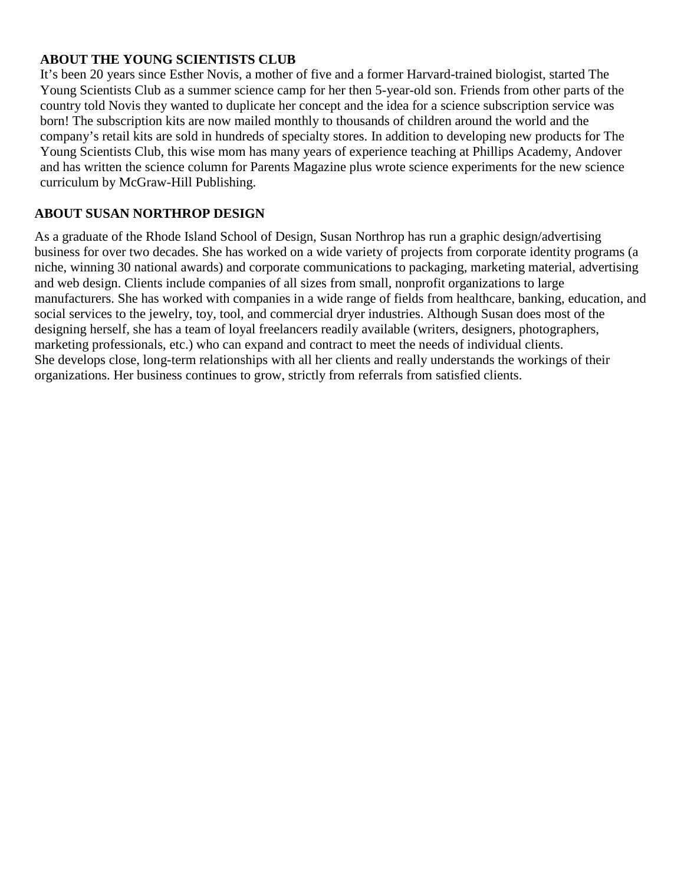## ABOUT THE YOUNG SCIENTISTS CLUB

It's been 20 years since Esther Novis, a mother of five and a former Harvard-trained biologist, started The Young Scientists Club as a summer science camp for her then 5-year-old son. Friends from other parts of the country told Novis they wanted to duplicate her concept and the idea for a science subscription service was born! The subscription kits are now mailed monthly to thousands of children around the world and the company's retail kits are sold in hundreds of specialty stores. In addition to developing new products for The Young Scientists Club, this wise mom has many years of experience teaching at Phillips Academy, Andover and has written the science column for Parents Magazine plus wrote science experiments for the new science curriculum by McGraw-Hill Publishing.

## ABOUT SUSAN NORTHROP DESIGN

As a graduate of the Rhode Island School of Design, Susan Northrop has run a graphic design/advertising business for over two decades. She has worked on a wide variety of projects from corporate identity programs (a niche, winning 30 national awards) and corporate communications to packaging, marketing material, advertising and web design. Clients include companies of all sizes from small, nonprofit organizations to large manufacturers. She has worked with companies in a wide range of fields from healthcare, banking, education, and social services to the jewelry, toy, tool, and commercial dryer industries. Although Susan does most of the designing herself, she has a team of loyal freelancers readily available (writers, designers, photographers, marketing professionals, etc.) who can expand and contract to meet the needs of individual clients.
She develops close, long-term relationships with all her clients and really understands the workings of their organizations. Her business continues to grow, strictly from referrals from satisfied clients.